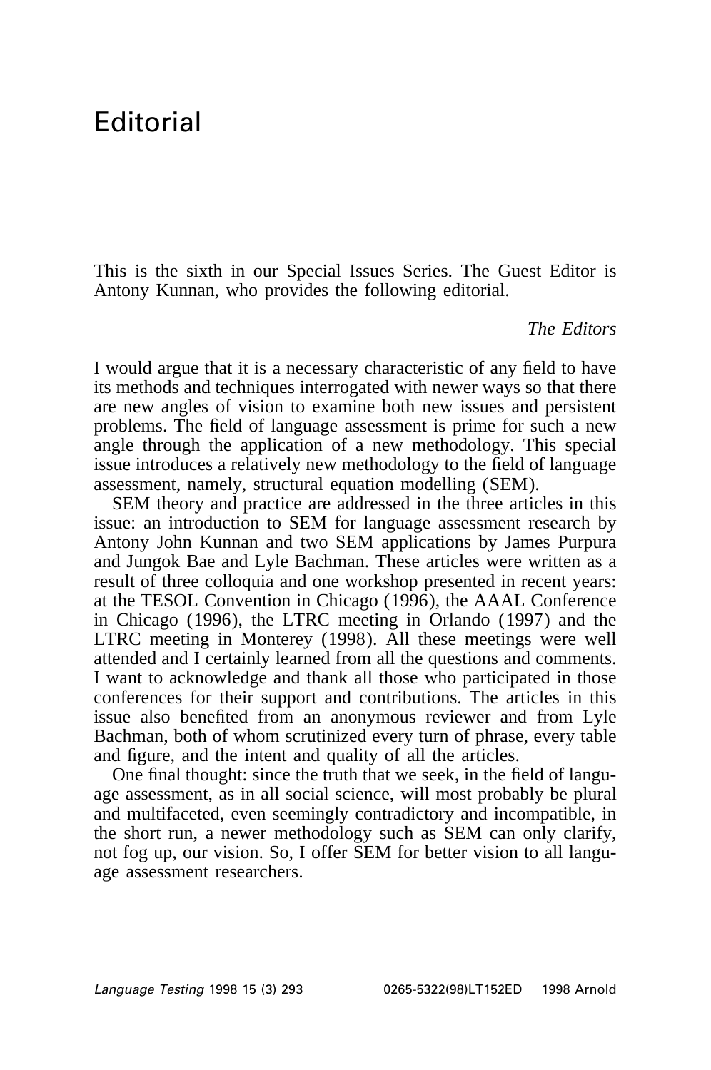# Editorial

This is the sixth in our Special Issues Series. The Guest Editor is Antony Kunnan, who provides the following editorial.

*The Editors*

I would argue that it is a necessary characteristic of any field to have its methods and techniques interrogated with newer ways so that there are new angles of vision to examine both new issues and persistent problems. The field of language assessment is prime for such a new angle through the application of a new methodology. This special issue introduces a relatively new methodology to the field of language assessment, namely, structural equation modelling (SEM).

SEM theory and practice are addressed in the three articles in this issue: an introduction to SEM for language assessment research by Antony John Kunnan and two SEM applications by James Purpura and Jungok Bae and Lyle Bachman. These articles were written as a result of three colloquia and one workshop presented in recent years: at the TESOL Convention in Chicago (1996), the AAAL Conference in Chicago (1996), the LTRC meeting in Orlando (1997) and the LTRC meeting in Monterey (1998). All these meetings were well attended and I certainly learned from all the questions and comments. I want to acknowledge and thank all those who participated in those conferences for their support and contributions. The articles in this issue also benefited from an anonymous reviewer and from Lyle Bachman, both of whom scrutinized every turn of phrase, every table and figure, and the intent and quality of all the articles.

One final thought: since the truth that we seek, in the field of language assessment, as in all social science, will most probably be plural and multifaceted, even seemingly contradictory and incompatible, in the short run, a newer methodology such as SEM can only clarify, not fog up, our vision. So, I offer SEM for better vision to all language assessment researchers.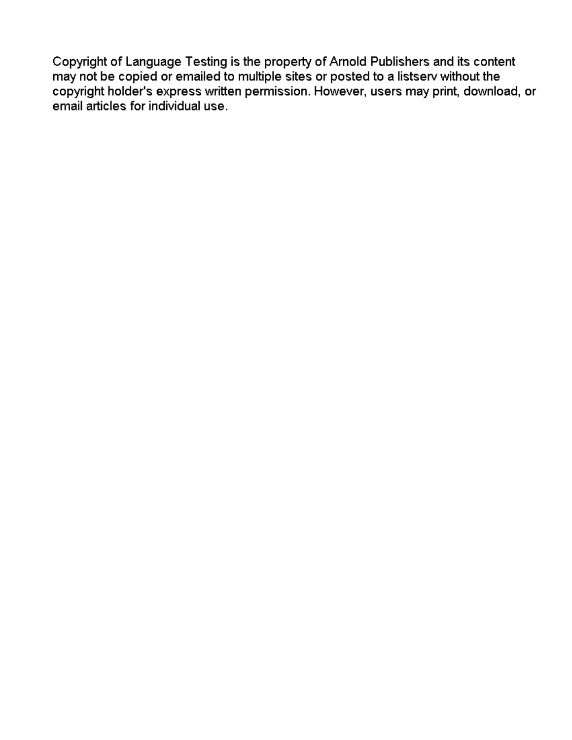Copyright of Language Testing is the property of Arnold Publishers and its content may not be copied or emailed to multiple sites or posted to a listserv without the copyright holder's express written permission. However, users may print, download, or email articles for individual use.